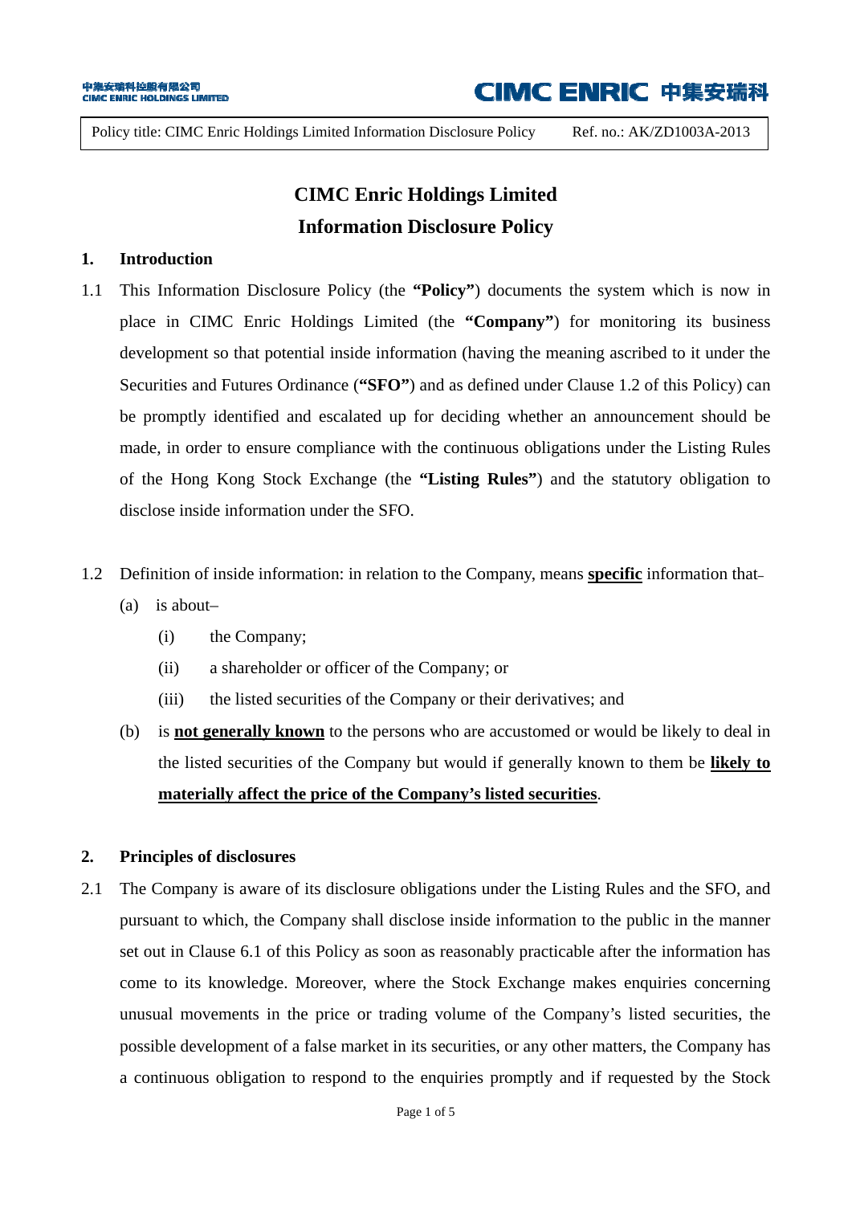Policy title: CIMC Enric Holdings Limited Information Disclosure Policy    Ref. no.: AK/ZD1003A-2013

# CIMC Enric Holdings Limited
# Information Disclosure Policy

## 1. Introduction

1.1 This Information Disclosure Policy (the **"Policy"**) documents the system which is now in place in CIMC Enric Holdings Limited (the **"Company"**) for monitoring its business development so that potential inside information (having the meaning ascribed to it under the Securities and Futures Ordinance (**"SFO"**) and as defined under Clause 1.2 of this Policy) can be promptly identified and escalated up for deciding whether an announcement should be made, in order to ensure compliance with the continuous obligations under the Listing Rules of the Hong Kong Stock Exchange (the **"Listing Rules"**) and the statutory obligation to disclose inside information under the SFO.

1.2 Definition of inside information: in relation to the Company, means **specific** information that–

- (a) is about–
  - (i) the Company;
  - (ii) a shareholder or officer of the Company; or
  - (iii) the listed securities of the Company or their derivatives; and
- (b) is **not generally known** to the persons who are accustomed or would be likely to deal in the listed securities of the Company but would if generally known to them be **likely to materially affect the price of the Company's listed securities**.

## 2. Principles of disclosures

2.1 The Company is aware of its disclosure obligations under the Listing Rules and the SFO, and pursuant to which, the Company shall disclose inside information to the public in the manner set out in Clause 6.1 of this Policy as soon as reasonably practicable after the information has come to its knowledge. Moreover, where the Stock Exchange makes enquiries concerning unusual movements in the price or trading volume of the Company's listed securities, the possible development of a false market in its securities, or any other matters, the Company has a continuous obligation to respond to the enquiries promptly and if requested by the Stock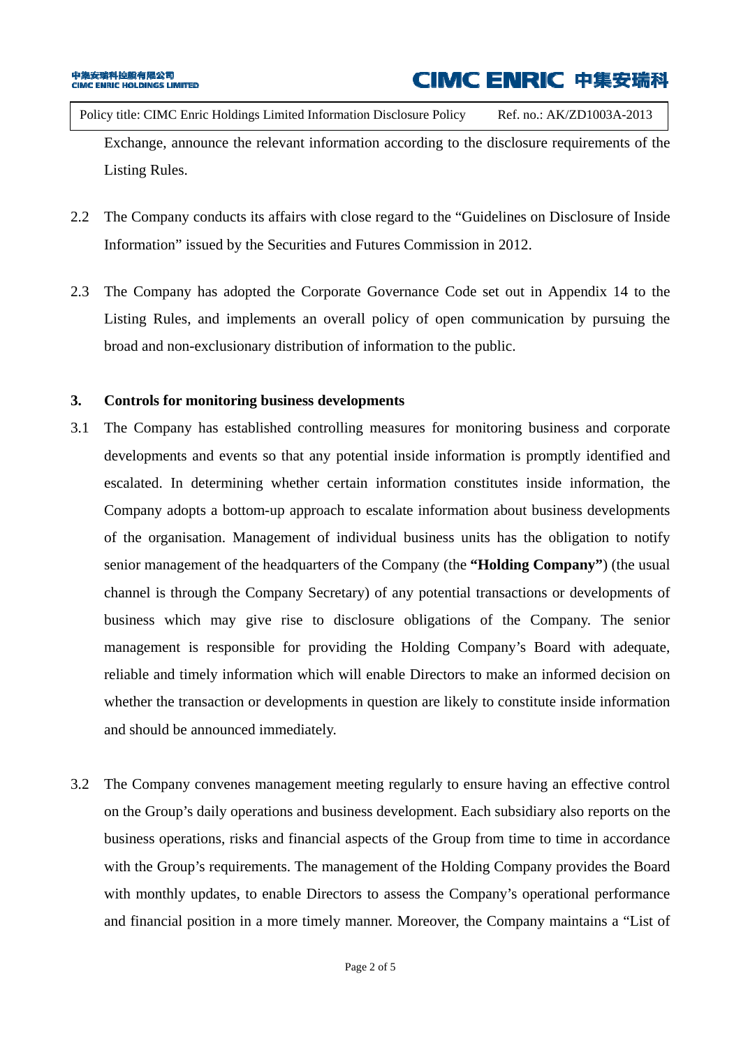Exchange, announce the relevant information according to the disclosure requirements of the Listing Rules.

2.2 The Company conducts its affairs with close regard to the "Guidelines on Disclosure of Inside Information" issued by the Securities and Futures Commission in 2012.

2.3 The Company has adopted the Corporate Governance Code set out in Appendix 14 to the Listing Rules, and implements an overall policy of open communication by pursuing the broad and non-exclusionary distribution of information to the public.

**3. Controls for monitoring business developments**

3.1 The Company has established controlling measures for monitoring business and corporate developments and events so that any potential inside information is promptly identified and escalated. In determining whether certain information constitutes inside information, the Company adopts a bottom-up approach to escalate information about business developments of the organisation. Management of individual business units has the obligation to notify senior management of the headquarters of the Company (the **"Holding Company"**) (the usual channel is through the Company Secretary) of any potential transactions or developments of business which may give rise to disclosure obligations of the Company. The senior management is responsible for providing the Holding Company's Board with adequate, reliable and timely information which will enable Directors to make an informed decision on whether the transaction or developments in question are likely to constitute inside information and should be announced immediately.

3.2 The Company convenes management meeting regularly to ensure having an effective control on the Group's daily operations and business development. Each subsidiary also reports on the business operations, risks and financial aspects of the Group from time to time in accordance with the Group's requirements. The management of the Holding Company provides the Board with monthly updates, to enable Directors to assess the Company's operational performance and financial position in a more timely manner. Moreover, the Company maintains a "List of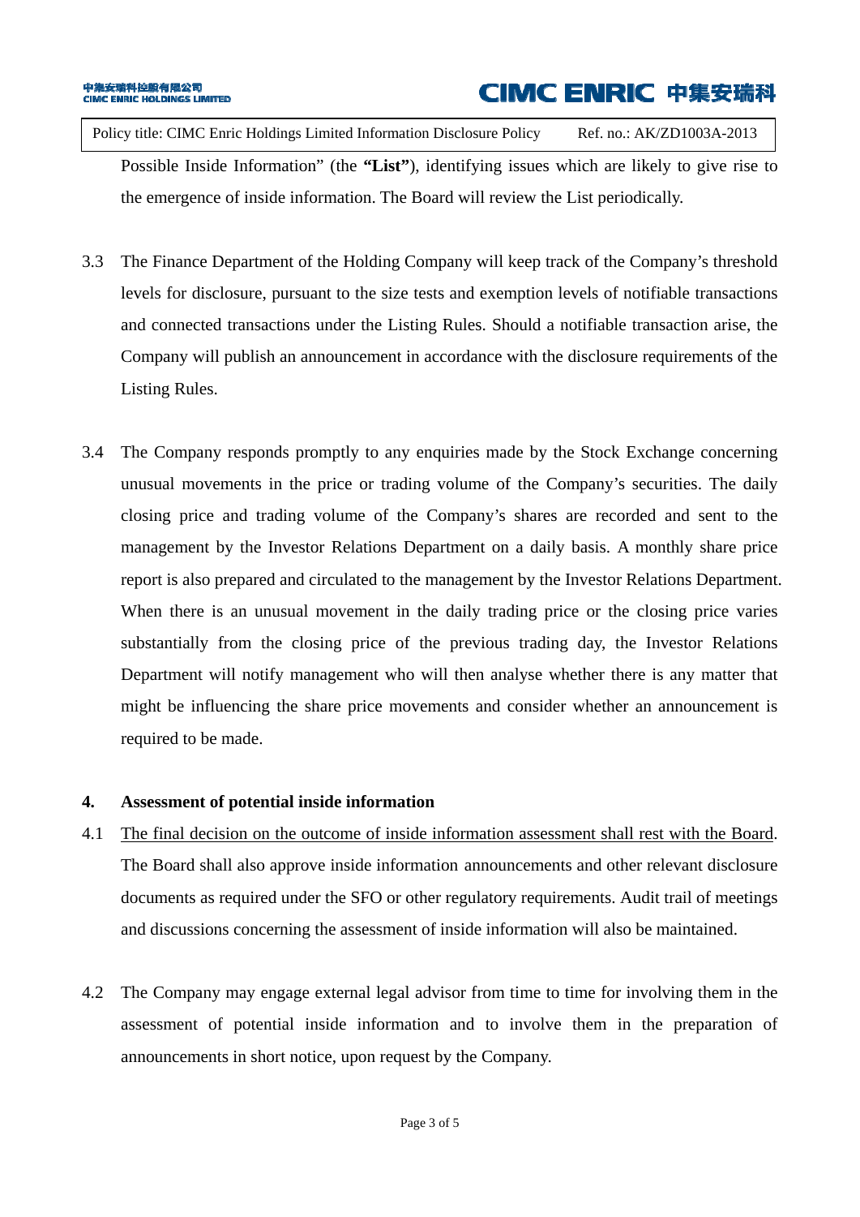Possible Inside Information" (the **"List"**), identifying issues which are likely to give rise to the emergence of inside information. The Board will review the List periodically.

3.3 The Finance Department of the Holding Company will keep track of the Company's threshold levels for disclosure, pursuant to the size tests and exemption levels of notifiable transactions and connected transactions under the Listing Rules. Should a notifiable transaction arise, the Company will publish an announcement in accordance with the disclosure requirements of the Listing Rules.

3.4 The Company responds promptly to any enquiries made by the Stock Exchange concerning unusual movements in the price or trading volume of the Company's securities. The daily closing price and trading volume of the Company's shares are recorded and sent to the management by the Investor Relations Department on a daily basis. A monthly share price report is also prepared and circulated to the management by the Investor Relations Department. When there is an unusual movement in the daily trading price or the closing price varies substantially from the closing price of the previous trading day, the Investor Relations Department will notify management who will then analyse whether there is any matter that might be influencing the share price movements and consider whether an announcement is required to be made.

## 4. Assessment of potential inside information

4.1 <u>The final decision on the outcome of inside information assessment shall rest with the Board</u>. The Board shall also approve inside information announcements and other relevant disclosure documents as required under the SFO or other regulatory requirements. Audit trail of meetings and discussions concerning the assessment of inside information will also be maintained.

4.2 The Company may engage external legal advisor from time to time for involving them in the assessment of potential inside information and to involve them in the preparation of announcements in short notice, upon request by the Company.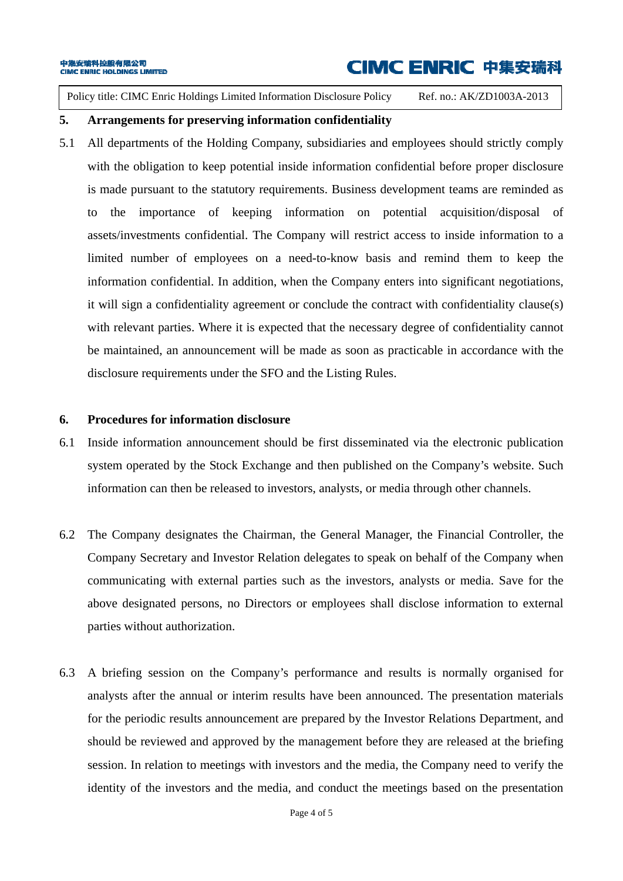## 5. Arrangements for preserving information confidentiality

5.1 All departments of the Holding Company, subsidiaries and employees should strictly comply with the obligation to keep potential inside information confidential before proper disclosure is made pursuant to the statutory requirements. Business development teams are reminded as to the importance of keeping information on potential acquisition/disposal of assets/investments confidential. The Company will restrict access to inside information to a limited number of employees on a need-to-know basis and remind them to keep the information confidential. In addition, when the Company enters into significant negotiations, it will sign a confidentiality agreement or conclude the contract with confidentiality clause(s) with relevant parties. Where it is expected that the necessary degree of confidentiality cannot be maintained, an announcement will be made as soon as practicable in accordance with the disclosure requirements under the SFO and the Listing Rules.

## 6. Procedures for information disclosure

6.1 Inside information announcement should be first disseminated via the electronic publication system operated by the Stock Exchange and then published on the Company's website. Such information can then be released to investors, analysts, or media through other channels.

6.2 The Company designates the Chairman, the General Manager, the Financial Controller, the Company Secretary and Investor Relation delegates to speak on behalf of the Company when communicating with external parties such as the investors, analysts or media. Save for the above designated persons, no Directors or employees shall disclose information to external parties without authorization.

6.3 A briefing session on the Company's performance and results is normally organised for analysts after the annual or interim results have been announced. The presentation materials for the periodic results announcement are prepared by the Investor Relations Department, and should be reviewed and approved by the management before they are released at the briefing session. In relation to meetings with investors and the media, the Company need to verify the identity of the investors and the media, and conduct the meetings based on the presentation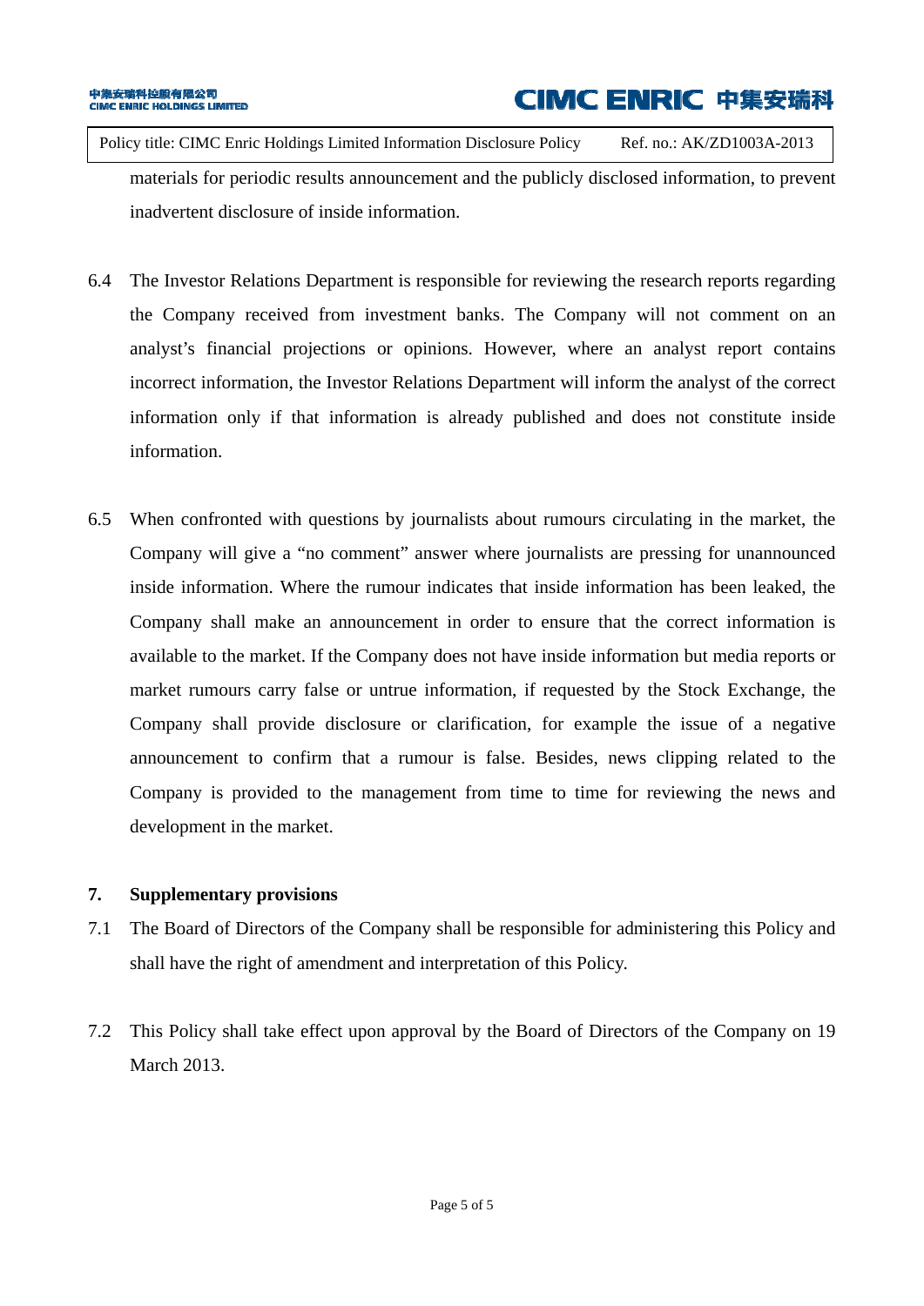materials for periodic results announcement and the publicly disclosed information, to prevent inadvertent disclosure of inside information.

6.4 The Investor Relations Department is responsible for reviewing the research reports regarding the Company received from investment banks. The Company will not comment on an analyst's financial projections or opinions. However, where an analyst report contains incorrect information, the Investor Relations Department will inform the analyst of the correct information only if that information is already published and does not constitute inside information.

6.5 When confronted with questions by journalists about rumours circulating in the market, the Company will give a "no comment" answer where journalists are pressing for unannounced inside information. Where the rumour indicates that inside information has been leaked, the Company shall make an announcement in order to ensure that the correct information is available to the market. If the Company does not have inside information but media reports or market rumours carry false or untrue information, if requested by the Stock Exchange, the Company shall provide disclosure or clarification, for example the issue of a negative announcement to confirm that a rumour is false. Besides, news clipping related to the Company is provided to the management from time to time for reviewing the news and development in the market.

## 7. Supplementary provisions

7.1 The Board of Directors of the Company shall be responsible for administering this Policy and shall have the right of amendment and interpretation of this Policy.

7.2 This Policy shall take effect upon approval by the Board of Directors of the Company on 19 March 2013.